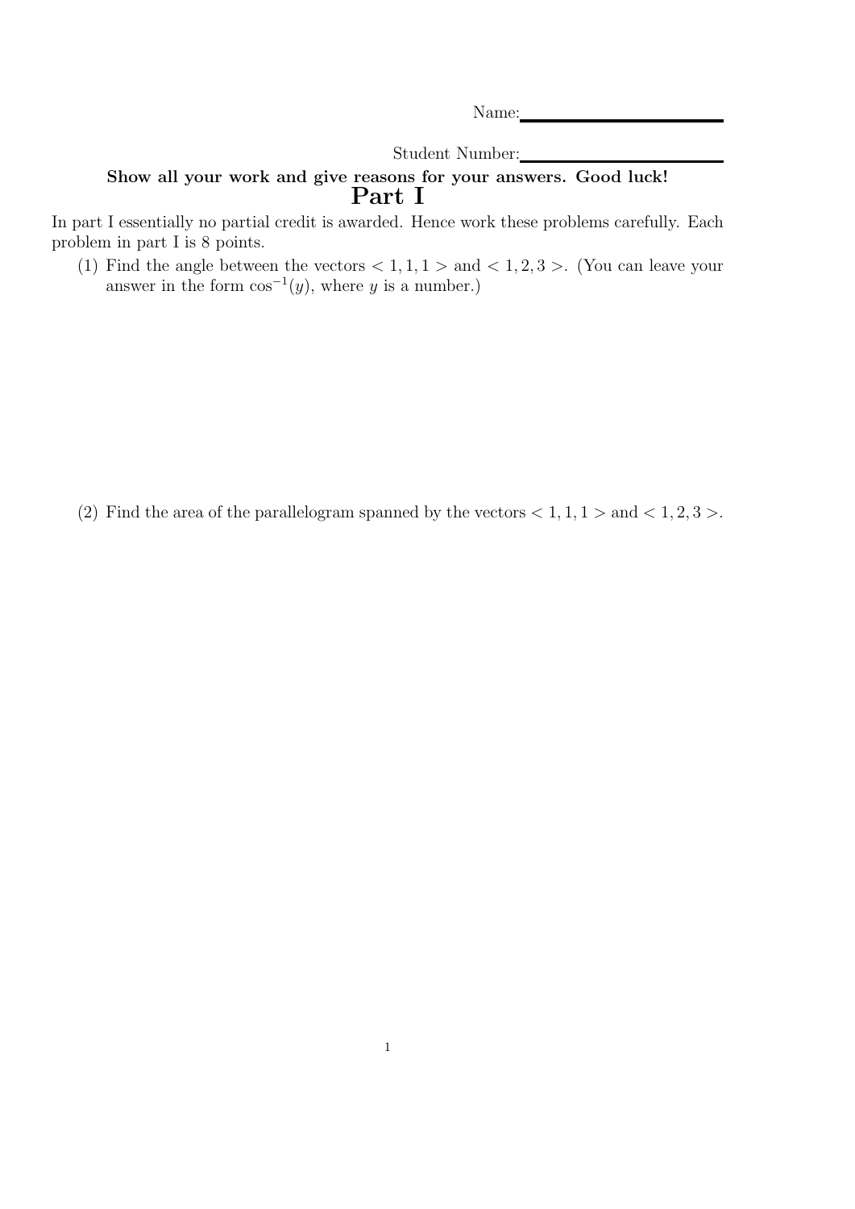Name: ____________________

Student Number: ____________________

**Show all your work and give reasons for your answers. Good luck!**

# Part I

In part I essentially no partial credit is awarded. Hence work these problems carefully. Each problem in part I is 8 points.

(1) Find the angle between the vectors $< 1, 1, 1 >$ and $< 1, 2, 3 >$. (You can leave your answer in the form $\cos^{-1}(y)$, where $y$ is a number.)

(2) Find the area of the parallelogram spanned by the vectors $< 1, 1, 1 >$ and $< 1, 2, 3 >$.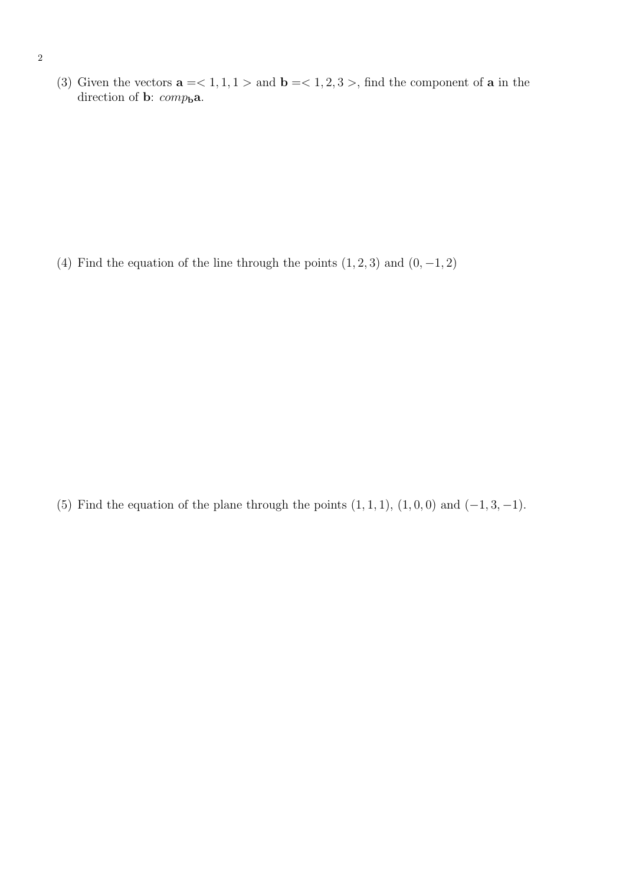(3) Given the vectors $\mathbf{a} =< 1, 1, 1 >$ and $\mathbf{b} =< 1, 2, 3 >$, find the component of $\mathbf{a}$ in the direction of $\mathbf{b}$: $comp_{\mathbf{b}}\mathbf{a}$.

(4) Find the equation of the line through the points $(1, 2, 3)$ and $(0, -1, 2)$

(5) Find the equation of the plane through the points $(1, 1, 1)$, $(1, 0, 0)$ and $(-1, 3, -1)$.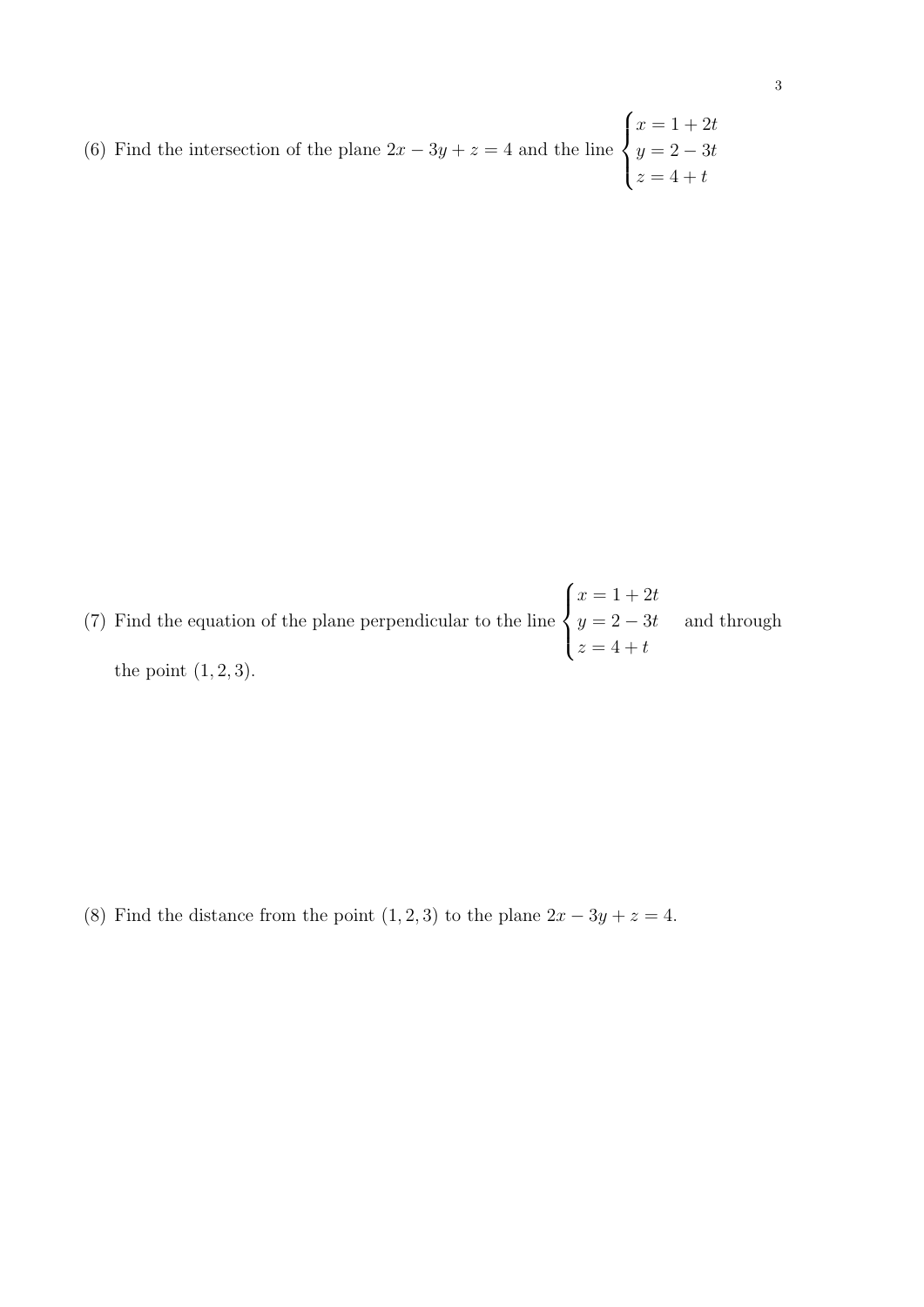(6) Find the intersection of the plane $2x - 3y + z = 4$ and the line $\begin{cases} x = 1 + 2t \\ y = 2 - 3t \\ z = 4 + t \end{cases}$

(7) Find the equation of the plane perpendicular to the line $\begin{cases} x = 1 + 2t \\ y = 2 - 3t \\ z = 4 + t \end{cases}$ and through the point $(1, 2, 3)$.

(8) Find the distance from the point $(1, 2, 3)$ to the plane $2x - 3y + z = 4$.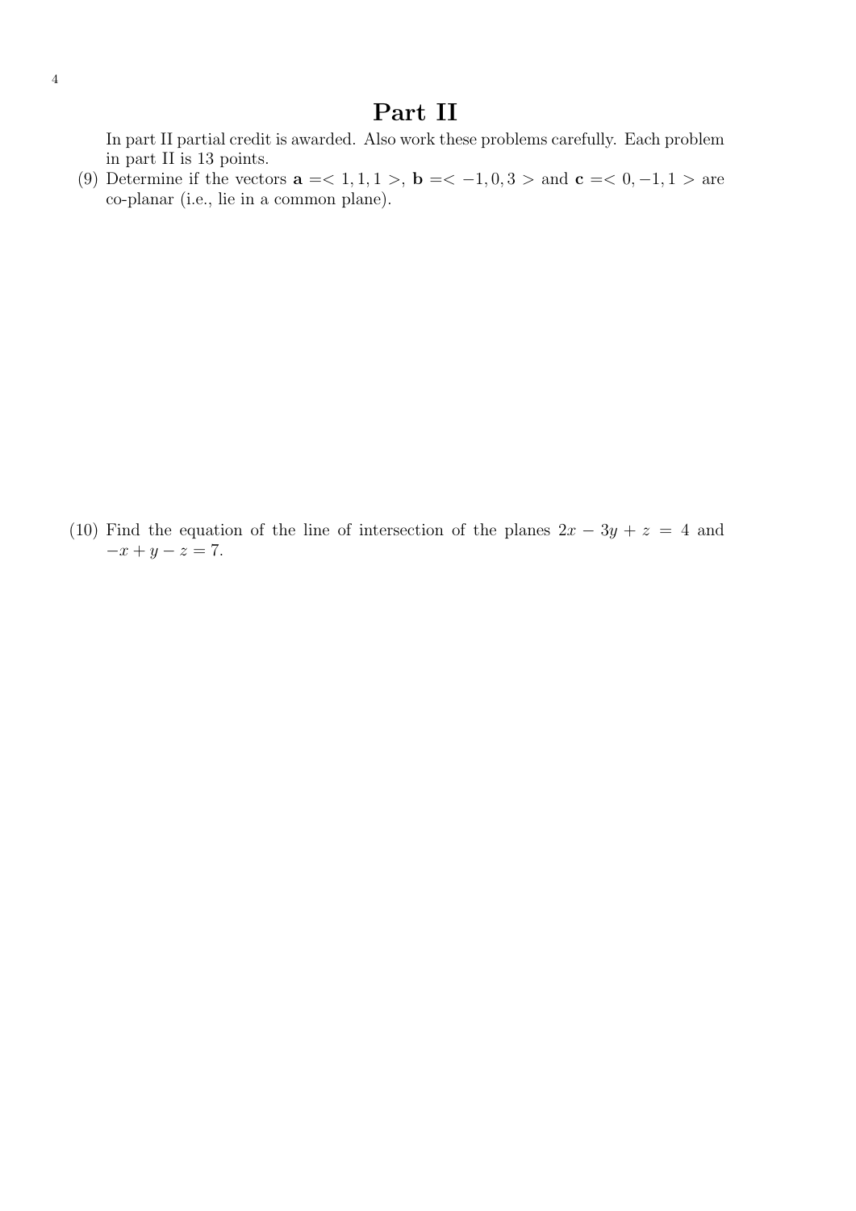# Part II

In part II partial credit is awarded. Also work these problems carefully. Each problem in part II is 13 points.

(9) Determine if the vectors $\mathbf{a} = < 1, 1, 1 >$, $\mathbf{b} = < -1, 0, 3 >$ and $\mathbf{c} = < 0, -1, 1 >$ are co-planar (i.e., lie in a common plane).

(10) Find the equation of the line of intersection of the planes $2x - 3y + z = 4$ and $-x + y - z = 7$.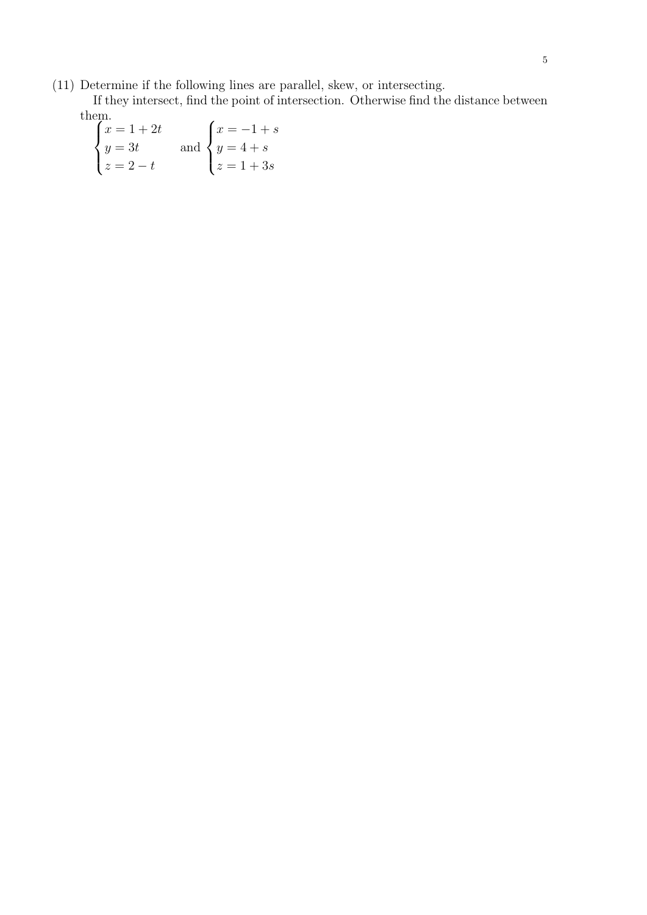(11) Determine if the following lines are parallel, skew, or intersecting.

If they intersect, find the point of intersection. Otherwise find the distance between them.

$$\begin{cases} x = 1 + 2t \\ y = 3t \\ z = 2 - t \end{cases} \quad \text{and} \quad \begin{cases} x = -1 + s \\ y = 4 + s \\ z = 1 + 3s \end{cases}$$